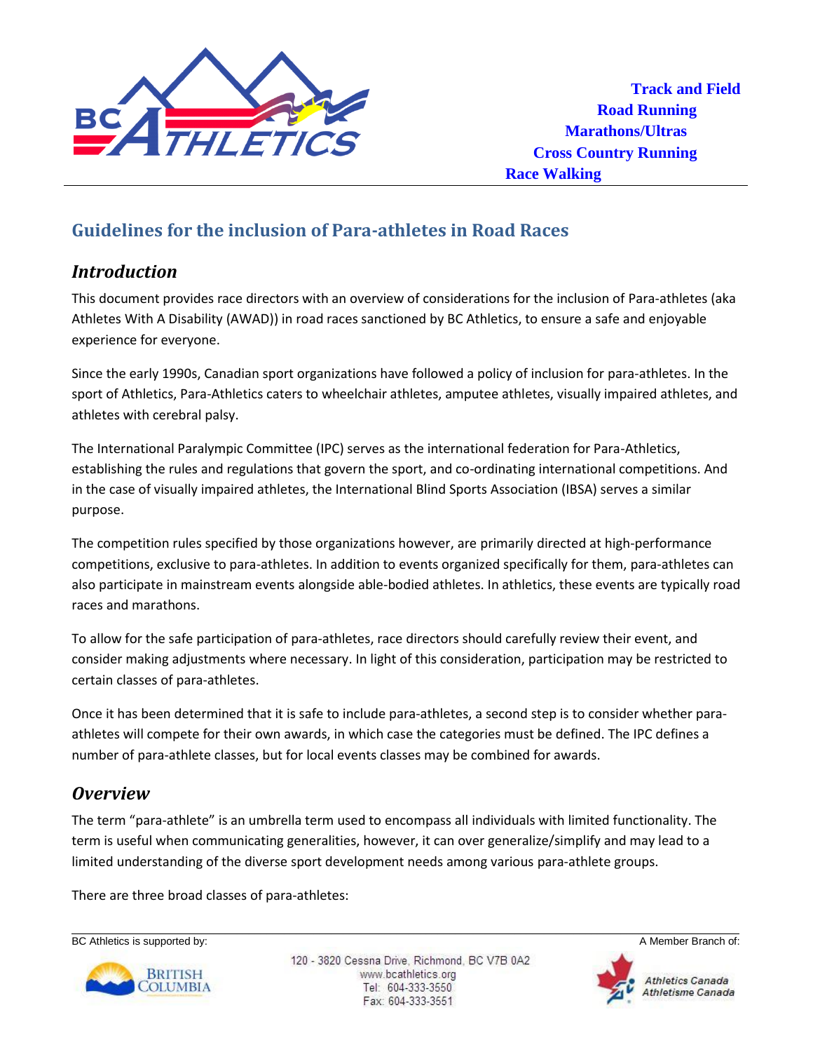Track and Field
Road Running
Marathons/Ultras
Cross Country Running
Race Walking

## Guidelines for the inclusion of Para-athletes in Road Races

### *Introduction*

This document provides race directors with an overview of considerations for the inclusion of Para-athletes (aka Athletes With A Disability (AWAD)) in road races sanctioned by BC Athletics, to ensure a safe and enjoyable experience for everyone.

Since the early 1990s, Canadian sport organizations have followed a policy of inclusion for para-athletes. In the sport of Athletics, Para-Athletics caters to wheelchair athletes, amputee athletes, visually impaired athletes, and athletes with cerebral palsy.

The International Paralympic Committee (IPC) serves as the international federation for Para-Athletics, establishing the rules and regulations that govern the sport, and co-ordinating international competitions. And in the case of visually impaired athletes, the International Blind Sports Association (IBSA) serves a similar purpose.

The competition rules specified by those organizations however, are primarily directed at high-performance competitions, exclusive to para-athletes. In addition to events organized specifically for them, para-athletes can also participate in mainstream events alongside able-bodied athletes. In athletics, these events are typically road races and marathons.

To allow for the safe participation of para-athletes, race directors should carefully review their event, and consider making adjustments where necessary. In light of this consideration, participation may be restricted to certain classes of para-athletes.

Once it has been determined that it is safe to include para-athletes, a second step is to consider whether para-athletes will compete for their own awards, in which case the categories must be defined. The IPC defines a number of para-athlete classes, but for local events classes may be combined for awards.

### *Overview*

The term "para-athlete" is an umbrella term used to encompass all individuals with limited functionality. The term is useful when communicating generalities, however, it can over generalize/simplify and may lead to a limited understanding of the diverse sport development needs among various para-athlete groups.

There are three broad classes of para-athletes: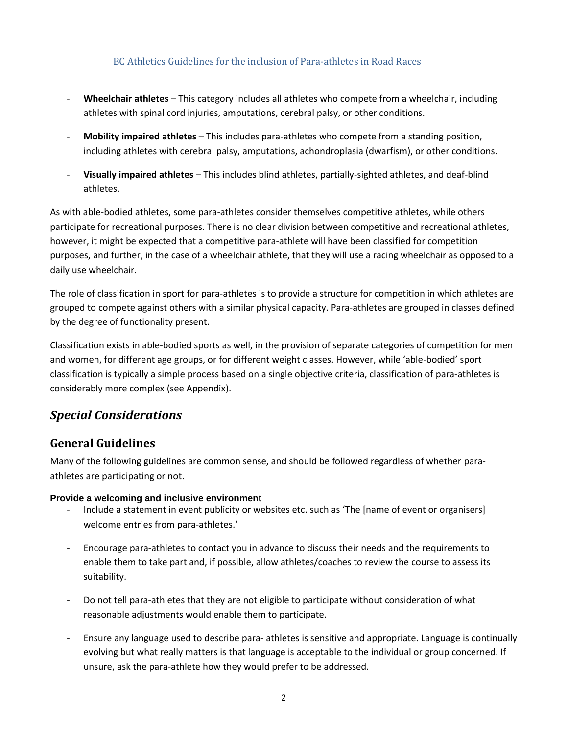- **Wheelchair athletes** – This category includes all athletes who compete from a wheelchair, including athletes with spinal cord injuries, amputations, cerebral palsy, or other conditions.

- **Mobility impaired athletes** – This includes para-athletes who compete from a standing position, including athletes with cerebral palsy, amputations, achondroplasia (dwarfism), or other conditions.

- **Visually impaired athletes** – This includes blind athletes, partially-sighted athletes, and deaf-blind athletes.

As with able-bodied athletes, some para-athletes consider themselves competitive athletes, while others participate for recreational purposes. There is no clear division between competitive and recreational athletes, however, it might be expected that a competitive para-athlete will have been classified for competition purposes, and further, in the case of a wheelchair athlete, that they will use a racing wheelchair as opposed to a daily use wheelchair.

The role of classification in sport for para-athletes is to provide a structure for competition in which athletes are grouped to compete against others with a similar physical capacity. Para-athletes are grouped in classes defined by the degree of functionality present.

Classification exists in able-bodied sports as well, in the provision of separate categories of competition for men and women, for different age groups, or for different weight classes. However, while 'able-bodied' sport classification is typically a simple process based on a single objective criteria, classification of para-athletes is considerably more complex (see Appendix).

# *Special Considerations*

## General Guidelines

Many of the following guidelines are common sense, and should be followed regardless of whether para-athletes are participating or not.

#### Provide a welcoming and inclusive environment

- Include a statement in event publicity or websites etc. such as 'The [name of event or organisers] welcome entries from para-athletes.'

- Encourage para-athletes to contact you in advance to discuss their needs and the requirements to enable them to take part and, if possible, allow athletes/coaches to review the course to assess its suitability.

- Do not tell para-athletes that they are not eligible to participate without consideration of what reasonable adjustments would enable them to participate.

- Ensure any language used to describe para- athletes is sensitive and appropriate. Language is continually evolving but what really matters is that language is acceptable to the individual or group concerned. If unsure, ask the para-athlete how they would prefer to be addressed.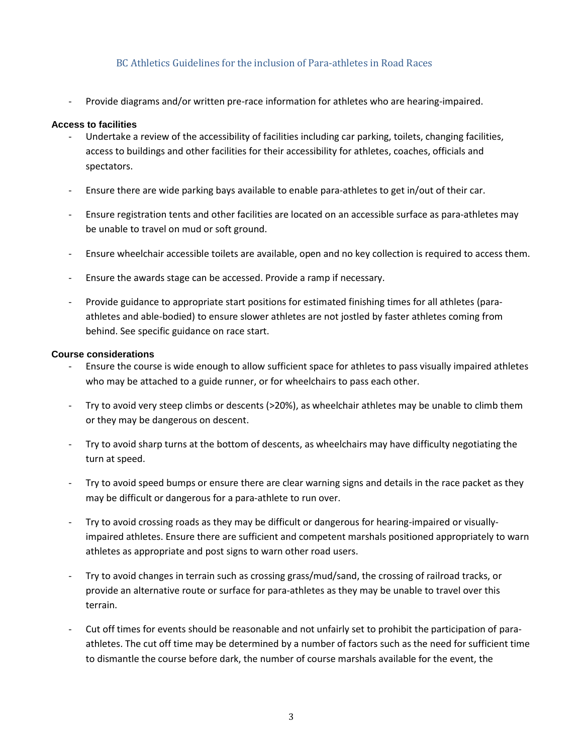- Provide diagrams and/or written pre-race information for athletes who are hearing-impaired.

**Access to facilities**

- Undertake a review of the accessibility of facilities including car parking, toilets, changing facilities, access to buildings and other facilities for their accessibility for athletes, coaches, officials and spectators.
- Ensure there are wide parking bays available to enable para-athletes to get in/out of their car.
- Ensure registration tents and other facilities are located on an accessible surface as para-athletes may be unable to travel on mud or soft ground.
- Ensure wheelchair accessible toilets are available, open and no key collection is required to access them.
- Ensure the awards stage can be accessed. Provide a ramp if necessary.
- Provide guidance to appropriate start positions for estimated finishing times for all athletes (para-athletes and able-bodied) to ensure slower athletes are not jostled by faster athletes coming from behind. See specific guidance on race start.

**Course considerations**

- Ensure the course is wide enough to allow sufficient space for athletes to pass visually impaired athletes who may be attached to a guide runner, or for wheelchairs to pass each other.
- Try to avoid very steep climbs or descents (>20%), as wheelchair athletes may be unable to climb them or they may be dangerous on descent.
- Try to avoid sharp turns at the bottom of descents, as wheelchairs may have difficulty negotiating the turn at speed.
- Try to avoid speed bumps or ensure there are clear warning signs and details in the race packet as they may be difficult or dangerous for a para-athlete to run over.
- Try to avoid crossing roads as they may be difficult or dangerous for hearing-impaired or visually-impaired athletes. Ensure there are sufficient and competent marshals positioned appropriately to warn athletes as appropriate and post signs to warn other road users.
- Try to avoid changes in terrain such as crossing grass/mud/sand, the crossing of railroad tracks, or provide an alternative route or surface for para-athletes as they may be unable to travel over this terrain.
- Cut off times for events should be reasonable and not unfairly set to prohibit the participation of para-athletes. The cut off time may be determined by a number of factors such as the need for sufficient time to dismantle the course before dark, the number of course marshals available for the event, the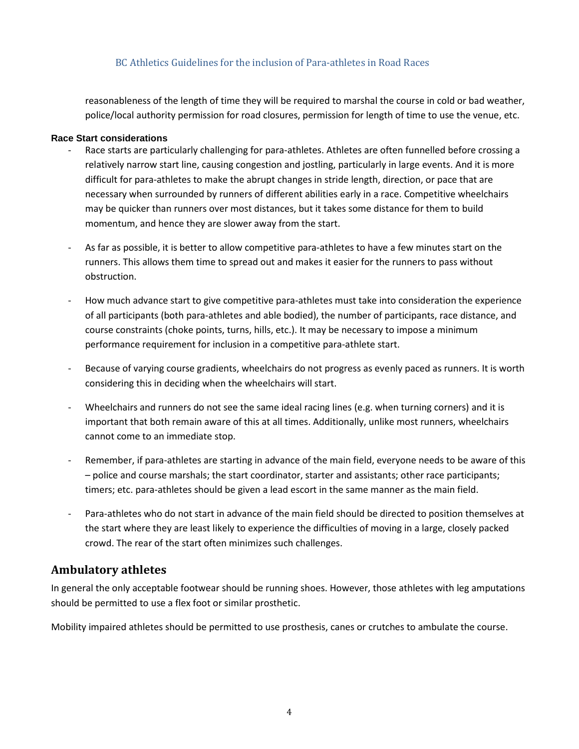reasonableness of the length of time they will be required to marshal the course in cold or bad weather, police/local authority permission for road closures, permission for length of time to use the venue, etc.

**Race Start considerations**

- Race starts are particularly challenging for para-athletes. Athletes are often funnelled before crossing a relatively narrow start line, causing congestion and jostling, particularly in large events. And it is more difficult for para-athletes to make the abrupt changes in stride length, direction, or pace that are necessary when surrounded by runners of different abilities early in a race. Competitive wheelchairs may be quicker than runners over most distances, but it takes some distance for them to build momentum, and hence they are slower away from the start.

- As far as possible, it is better to allow competitive para-athletes to have a few minutes start on the runners. This allows them time to spread out and makes it easier for the runners to pass without obstruction.

- How much advance start to give competitive para-athletes must take into consideration the experience of all participants (both para-athletes and able bodied), the number of participants, race distance, and course constraints (choke points, turns, hills, etc.). It may be necessary to impose a minimum performance requirement for inclusion in a competitive para-athlete start.

- Because of varying course gradients, wheelchairs do not progress as evenly paced as runners. It is worth considering this in deciding when the wheelchairs will start.

- Wheelchairs and runners do not see the same ideal racing lines (e.g. when turning corners) and it is important that both remain aware of this at all times. Additionally, unlike most runners, wheelchairs cannot come to an immediate stop.

- Remember, if para-athletes are starting in advance of the main field, everyone needs to be aware of this – police and course marshals; the start coordinator, starter and assistants; other race participants; timers; etc. para-athletes should be given a lead escort in the same manner as the main field.

- Para-athletes who do not start in advance of the main field should be directed to position themselves at the start where they are least likely to experience the difficulties of moving in a large, closely packed crowd. The rear of the start often minimizes such challenges.

## Ambulatory athletes

In general the only acceptable footwear should be running shoes. However, those athletes with leg amputations should be permitted to use a flex foot or similar prosthetic.

Mobility impaired athletes should be permitted to use prosthesis, canes or crutches to ambulate the course.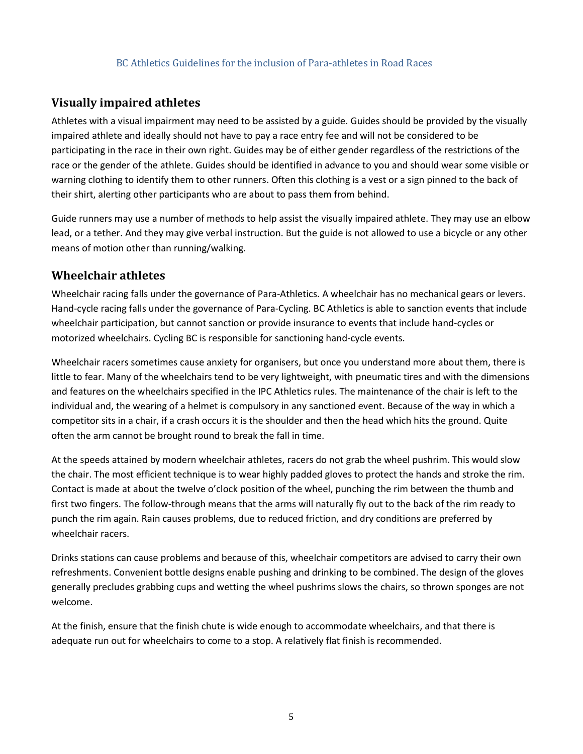## Visually impaired athletes

Athletes with a visual impairment may need to be assisted by a guide. Guides should be provided by the visually impaired athlete and ideally should not have to pay a race entry fee and will not be considered to be participating in the race in their own right. Guides may be of either gender regardless of the restrictions of the race or the gender of the athlete. Guides should be identified in advance to you and should wear some visible or warning clothing to identify them to other runners. Often this clothing is a vest or a sign pinned to the back of their shirt, alerting other participants who are about to pass them from behind.

Guide runners may use a number of methods to help assist the visually impaired athlete. They may use an elbow lead, or a tether. And they may give verbal instruction. But the guide is not allowed to use a bicycle or any other means of motion other than running/walking.

## Wheelchair athletes

Wheelchair racing falls under the governance of Para-Athletics. A wheelchair has no mechanical gears or levers. Hand-cycle racing falls under the governance of Para-Cycling. BC Athletics is able to sanction events that include wheelchair participation, but cannot sanction or provide insurance to events that include hand-cycles or motorized wheelchairs. Cycling BC is responsible for sanctioning hand-cycle events.

Wheelchair racers sometimes cause anxiety for organisers, but once you understand more about them, there is little to fear. Many of the wheelchairs tend to be very lightweight, with pneumatic tires and with the dimensions and features on the wheelchairs specified in the IPC Athletics rules. The maintenance of the chair is left to the individual and, the wearing of a helmet is compulsory in any sanctioned event. Because of the way in which a competitor sits in a chair, if a crash occurs it is the shoulder and then the head which hits the ground. Quite often the arm cannot be brought round to break the fall in time.

At the speeds attained by modern wheelchair athletes, racers do not grab the wheel pushrim. This would slow the chair. The most efficient technique is to wear highly padded gloves to protect the hands and stroke the rim. Contact is made at about the twelve o'clock position of the wheel, punching the rim between the thumb and first two fingers. The follow-through means that the arms will naturally fly out to the back of the rim ready to punch the rim again. Rain causes problems, due to reduced friction, and dry conditions are preferred by wheelchair racers.

Drinks stations can cause problems and because of this, wheelchair competitors are advised to carry their own refreshments. Convenient bottle designs enable pushing and drinking to be combined. The design of the gloves generally precludes grabbing cups and wetting the wheel pushrims slows the chairs, so thrown sponges are not welcome.

At the finish, ensure that the finish chute is wide enough to accommodate wheelchairs, and that there is adequate run out for wheelchairs to come to a stop. A relatively flat finish is recommended.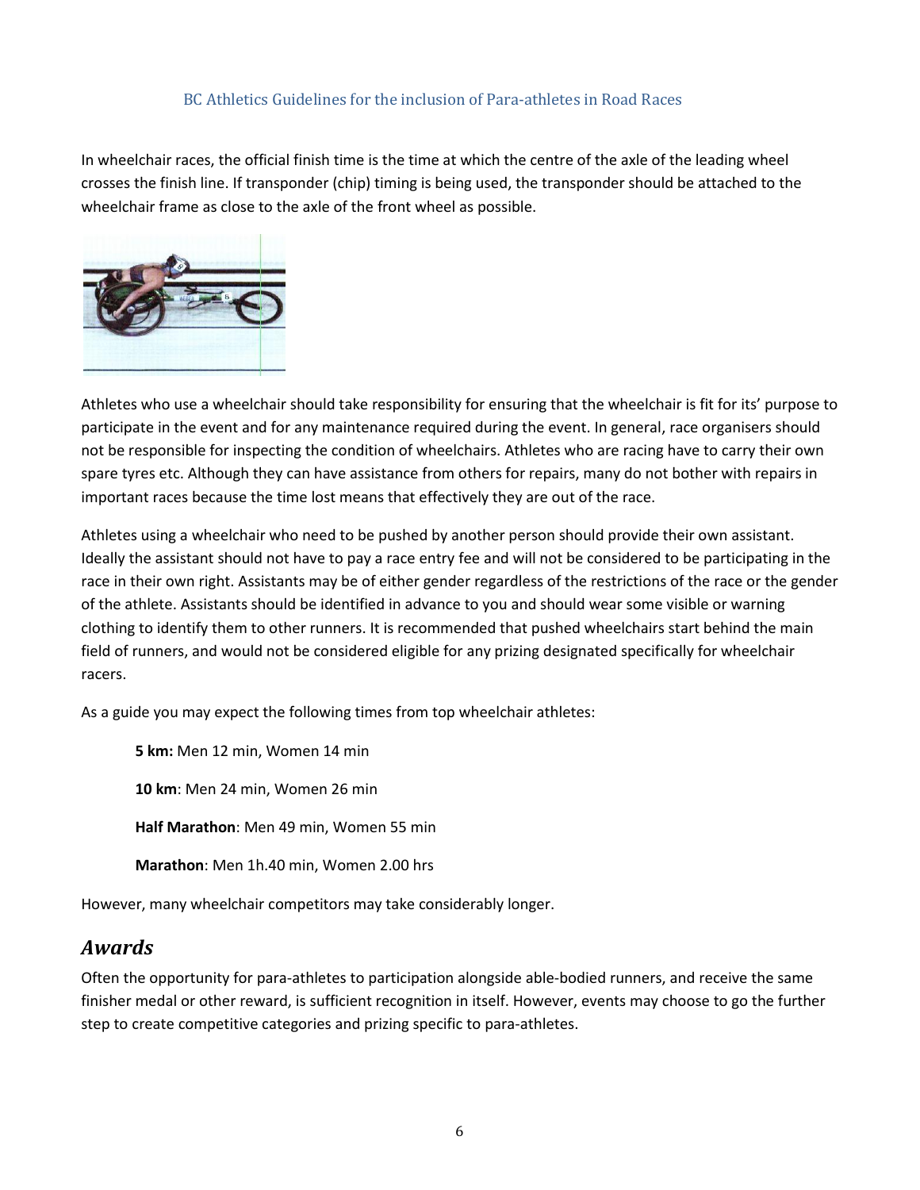In wheelchair races, the official finish time is the time at which the centre of the axle of the leading wheel crosses the finish line. If transponder (chip) timing is being used, the transponder should be attached to the wheelchair frame as close to the axle of the front wheel as possible.

Athletes who use a wheelchair should take responsibility for ensuring that the wheelchair is fit for its' purpose to participate in the event and for any maintenance required during the event. In general, race organisers should not be responsible for inspecting the condition of wheelchairs. Athletes who are racing have to carry their own spare tyres etc. Although they can have assistance from others for repairs, many do not bother with repairs in important races because the time lost means that effectively they are out of the race.

Athletes using a wheelchair who need to be pushed by another person should provide their own assistant. Ideally the assistant should not have to pay a race entry fee and will not be considered to be participating in the race in their own right. Assistants may be of either gender regardless of the restrictions of the race or the gender of the athlete. Assistants should be identified in advance to you and should wear some visible or warning clothing to identify them to other runners. It is recommended that pushed wheelchairs start behind the main field of runners, and would not be considered eligible for any prizing designated specifically for wheelchair racers.

As a guide you may expect the following times from top wheelchair athletes:

**5 km:** Men 12 min, Women 14 min

**10 km**: Men 24 min, Women 26 min

**Half Marathon**: Men 49 min, Women 55 min

**Marathon**: Men 1h.40 min, Women 2.00 hrs

However, many wheelchair competitors may take considerably longer.

## *Awards*

Often the opportunity for para-athletes to participation alongside able-bodied runners, and receive the same finisher medal or other reward, is sufficient recognition in itself. However, events may choose to go the further step to create competitive categories and prizing specific to para-athletes.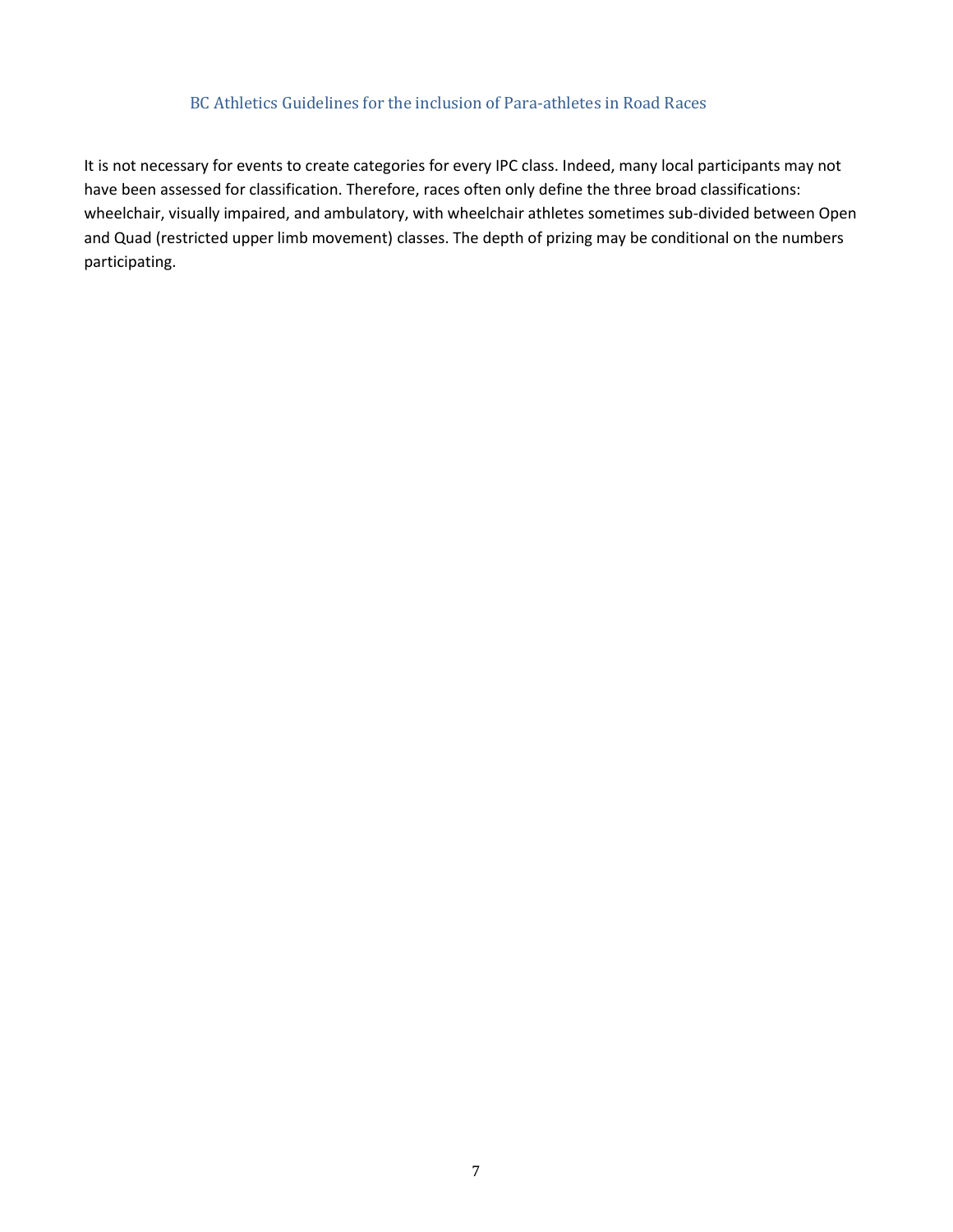It is not necessary for events to create categories for every IPC class. Indeed, many local participants may not have been assessed for classification. Therefore, races often only define the three broad classifications: wheelchair, visually impaired, and ambulatory, with wheelchair athletes sometimes sub-divided between Open and Quad (restricted upper limb movement) classes. The depth of prizing may be conditional on the numbers participating.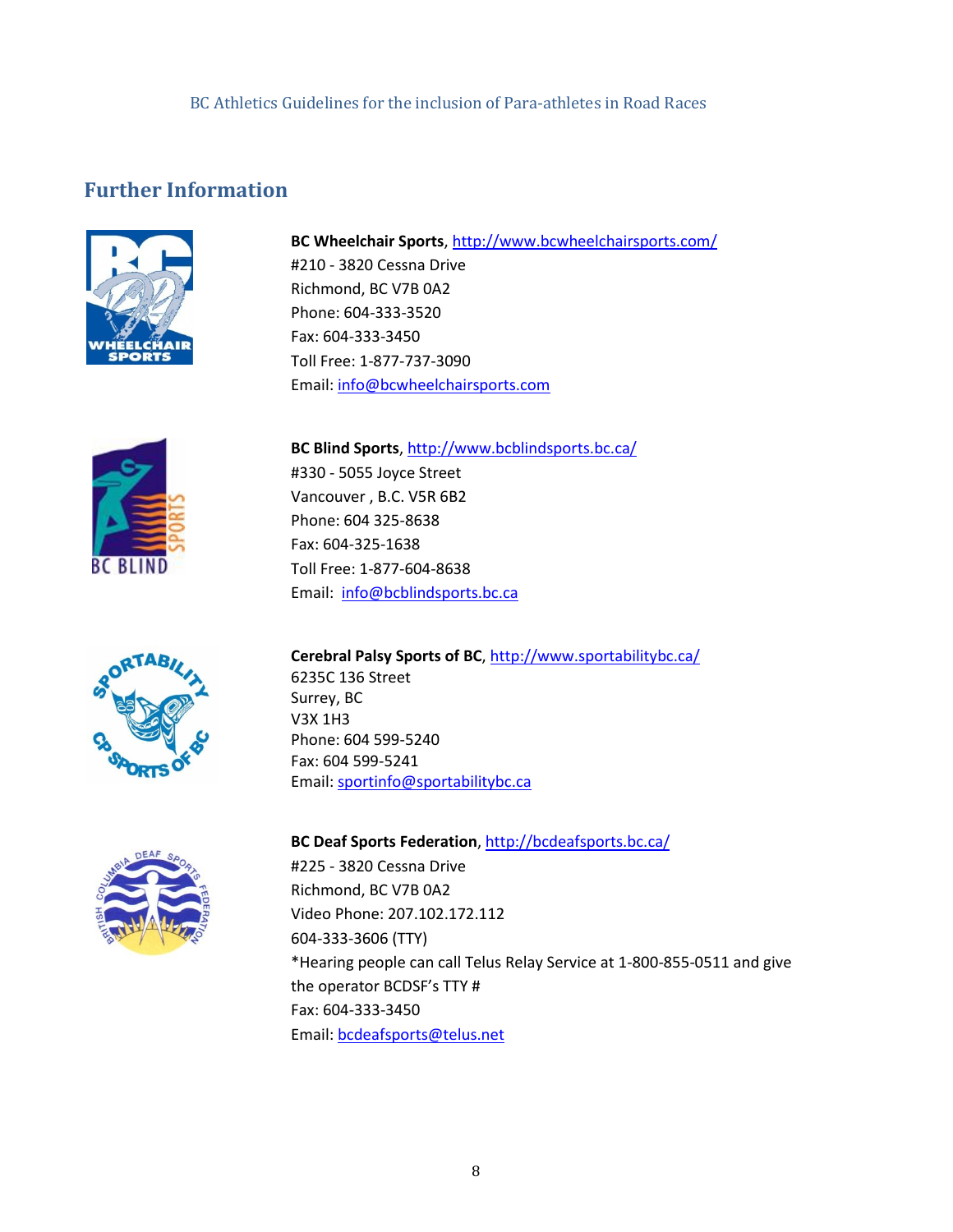## Further Information

**BC Wheelchair Sports**, http://www.bcwheelchairsports.com/
#210 - 3820 Cessna Drive
Richmond, BC V7B 0A2
Phone: 604-333-3520
Fax: 604-333-3450
Toll Free: 1-877-737-3090
Email: info@bcwheelchairsports.com

**BC Blind Sports**, http://www.bcblindsports.bc.ca/
#330 - 5055 Joyce Street
Vancouver , B.C. V5R 6B2
Phone: 604 325-8638
Fax: 604-325-1638
Toll Free: 1-877-604-8638
Email: info@bcblindsports.bc.ca

**Cerebral Palsy Sports of BC**, http://www.sportabilitybc.ca/
6235C 136 Street
Surrey, BC
V3X 1H3
Phone: 604 599-5240
Fax: 604 599-5241
Email: sportinfo@sportabilitybc.ca

**BC Deaf Sports Federation**, http://bcdeafsports.bc.ca/
#225 - 3820 Cessna Drive
Richmond, BC V7B 0A2
Video Phone: 207.102.172.112
604-333-3606 (TTY)
*Hearing people can call Telus Relay Service at 1-800-855-0511 and give the operator BCDSF's TTY #
Fax: 604-333-3450
Email: bcdeafsports@telus.net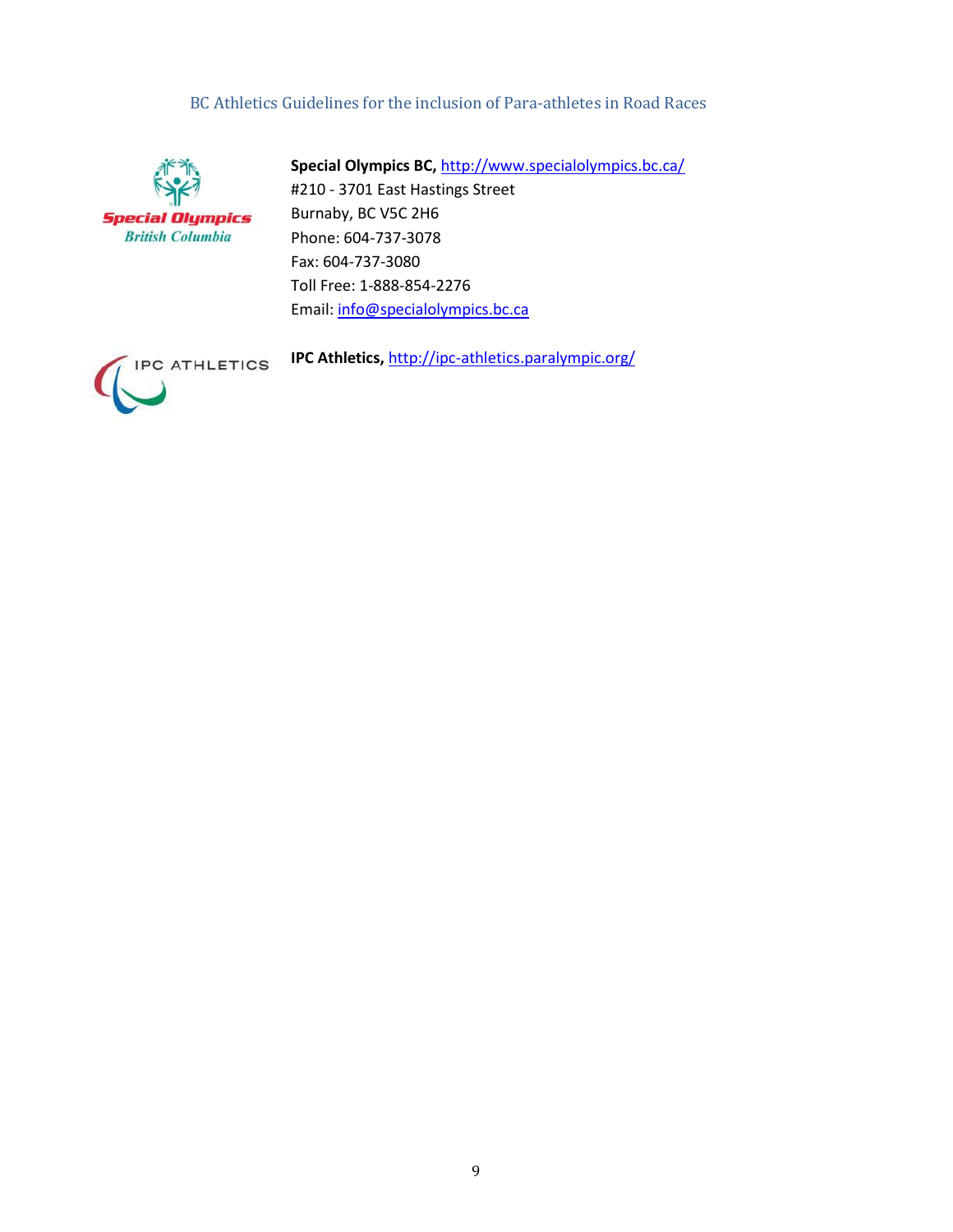**Special Olympics BC,** http://www.specialolympics.bc.ca/
#210 - 3701 East Hastings Street
Burnaby, BC V5C 2H6
Phone: 604-737-3078
Fax: 604-737-3080
Toll Free: 1-888-854-2276
Email: info@specialolympics.bc.ca

**IPC Athletics,** http://ipc-athletics.paralympic.org/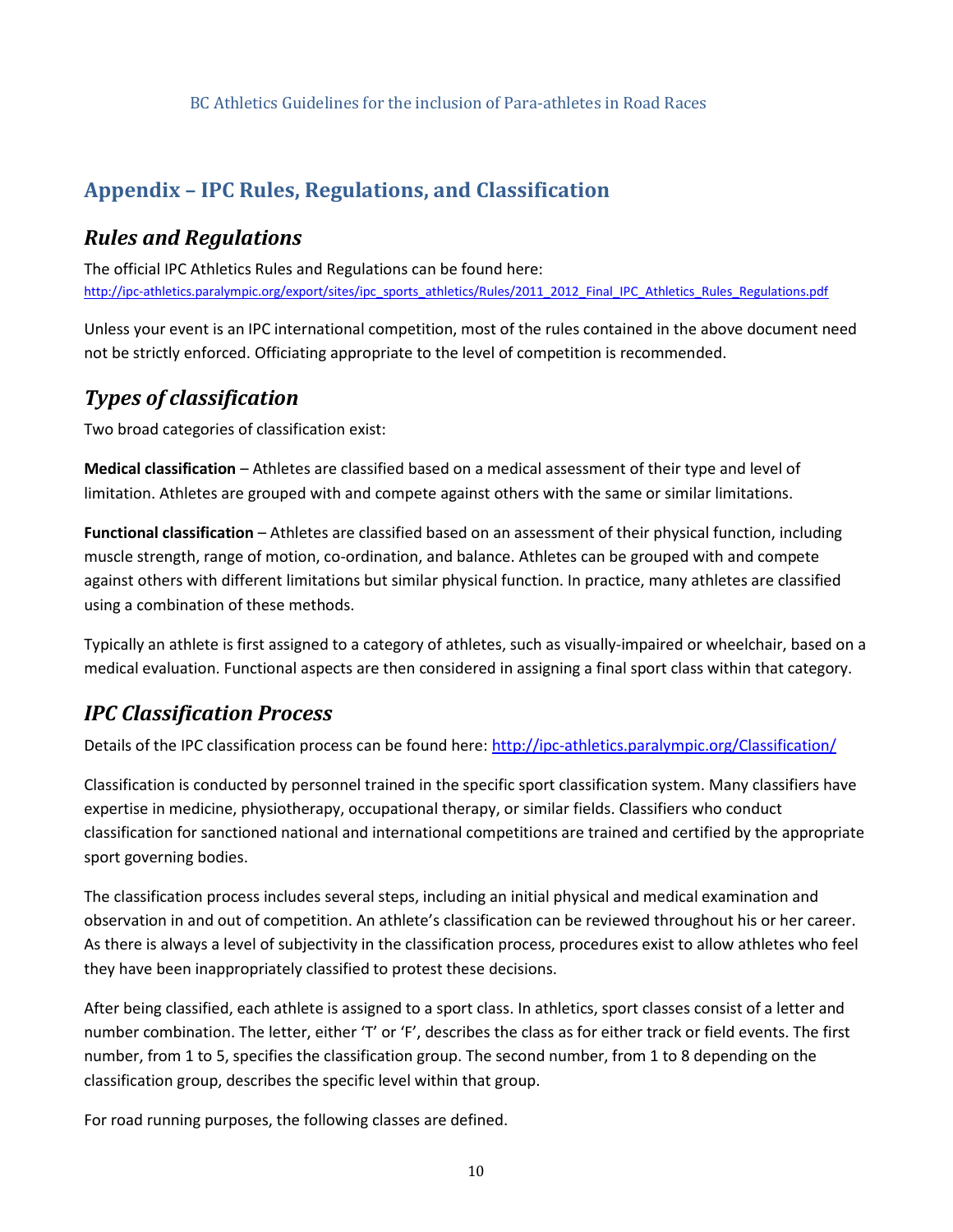## Appendix – IPC Rules, Regulations, and Classification

### Rules and Regulations

The official IPC Athletics Rules and Regulations can be found here:
http://ipc-athletics.paralympic.org/export/sites/ipc_sports_athletics/Rules/2011_2012_Final_IPC_Athletics_Rules_Regulations.pdf

Unless your event is an IPC international competition, most of the rules contained in the above document need not be strictly enforced. Officiating appropriate to the level of competition is recommended.

### Types of classification

Two broad categories of classification exist:

**Medical classification** – Athletes are classified based on a medical assessment of their type and level of limitation. Athletes are grouped with and compete against others with the same or similar limitations.

**Functional classification** – Athletes are classified based on an assessment of their physical function, including muscle strength, range of motion, co-ordination, and balance. Athletes can be grouped with and compete against others with different limitations but similar physical function. In practice, many athletes are classified using a combination of these methods.

Typically an athlete is first assigned to a category of athletes, such as visually-impaired or wheelchair, based on a medical evaluation. Functional aspects are then considered in assigning a final sport class within that category.

### IPC Classification Process

Details of the IPC classification process can be found here: http://ipc-athletics.paralympic.org/Classification/

Classification is conducted by personnel trained in the specific sport classification system. Many classifiers have expertise in medicine, physiotherapy, occupational therapy, or similar fields. Classifiers who conduct classification for sanctioned national and international competitions are trained and certified by the appropriate sport governing bodies.

The classification process includes several steps, including an initial physical and medical examination and observation in and out of competition. An athlete's classification can be reviewed throughout his or her career. As there is always a level of subjectivity in the classification process, procedures exist to allow athletes who feel they have been inappropriately classified to protest these decisions.

After being classified, each athlete is assigned to a sport class. In athletics, sport classes consist of a letter and number combination. The letter, either 'T' or 'F', describes the class as for either track or field events. The first number, from 1 to 5, specifies the classification group. The second number, from 1 to 8 depending on the classification group, describes the specific level within that group.

For road running purposes, the following classes are defined.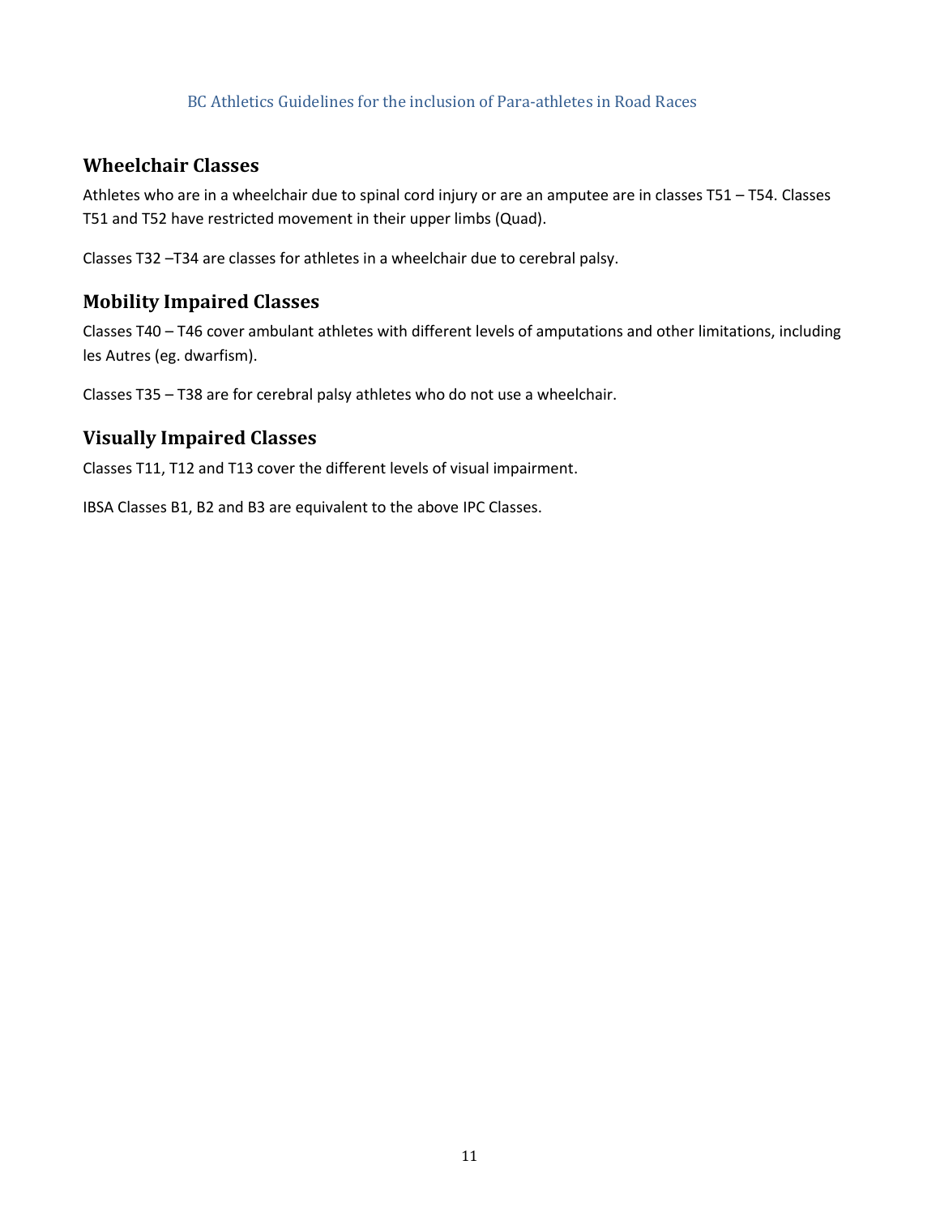## Wheelchair Classes

Athletes who are in a wheelchair due to spinal cord injury or are an amputee are in classes T51 – T54. Classes T51 and T52 have restricted movement in their upper limbs (Quad).

Classes T32 –T34 are classes for athletes in a wheelchair due to cerebral palsy.

## Mobility Impaired Classes

Classes T40 – T46 cover ambulant athletes with different levels of amputations and other limitations, including les Autres (eg. dwarfism).

Classes T35 – T38 are for cerebral palsy athletes who do not use a wheelchair.

## Visually Impaired Classes

Classes T11, T12 and T13 cover the different levels of visual impairment.

IBSA Classes B1, B2 and B3 are equivalent to the above IPC Classes.